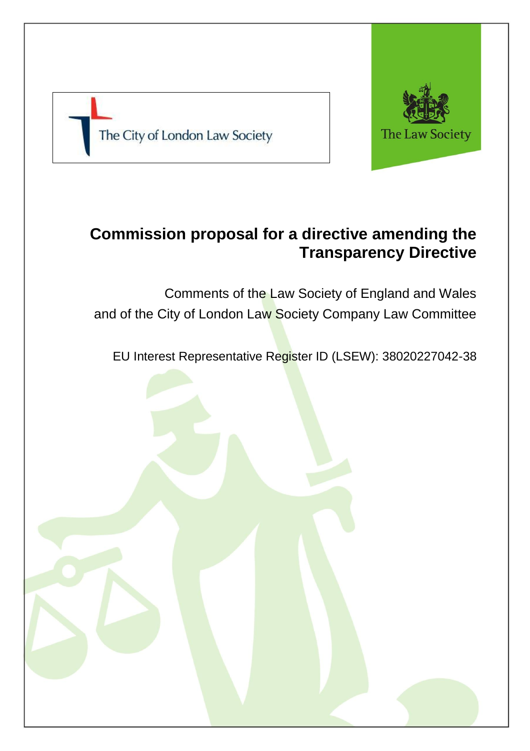The City of London Law Society

The Law Society

# Commission proposal for a directive amending the Transparency Directive

Comments of the Law Society of England and Wales and of the City of London Law Society Company Law Committee

EU Interest Representative Register ID (LSEW): 38020227042-38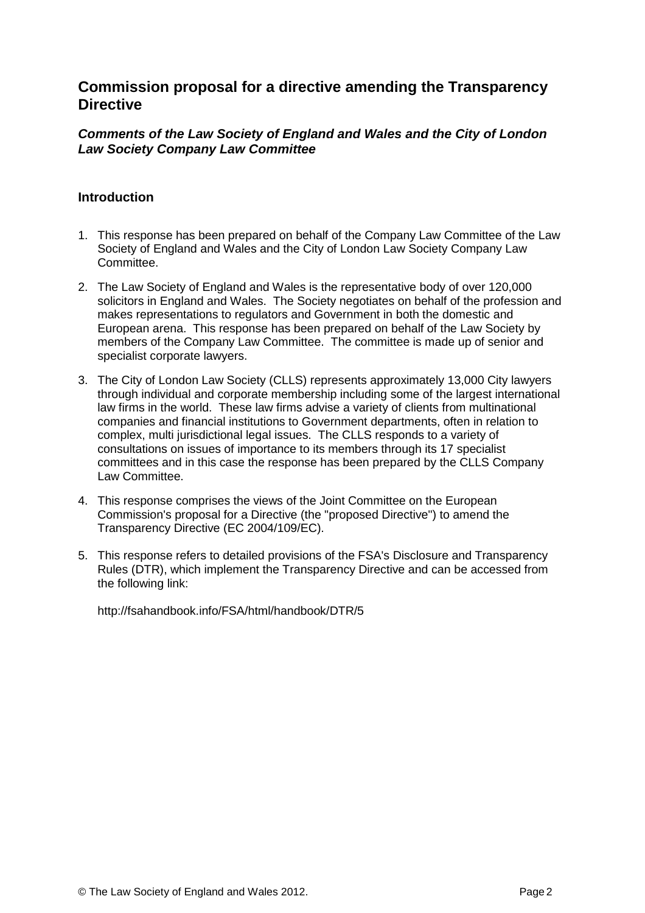## Commission proposal for a directive amending the Transparency Directive

### *Comments of the Law Society of England and Wales and the City of London Law Society Company Law Committee*

### Introduction

1. This response has been prepared on behalf of the Company Law Committee of the Law Society of England and Wales and the City of London Law Society Company Law Committee.

2. The Law Society of England and Wales is the representative body of over 120,000 solicitors in England and Wales. The Society negotiates on behalf of the profession and makes representations to regulators and Government in both the domestic and European arena. This response has been prepared on behalf of the Law Society by members of the Company Law Committee. The committee is made up of senior and specialist corporate lawyers.

3. The City of London Law Society (CLLS) represents approximately 13,000 City lawyers through individual and corporate membership including some of the largest international law firms in the world. These law firms advise a variety of clients from multinational companies and financial institutions to Government departments, often in relation to complex, multi jurisdictional legal issues. The CLLS responds to a variety of consultations on issues of importance to its members through its 17 specialist committees and in this case the response has been prepared by the CLLS Company Law Committee.

4. This response comprises the views of the Joint Committee on the European Commission's proposal for a Directive (the "proposed Directive") to amend the Transparency Directive (EC 2004/109/EC).

5. This response refers to detailed provisions of the FSA's Disclosure and Transparency Rules (DTR), which implement the Transparency Directive and can be accessed from the following link:

   http://fsahandbook.info/FSA/html/handbook/DTR/5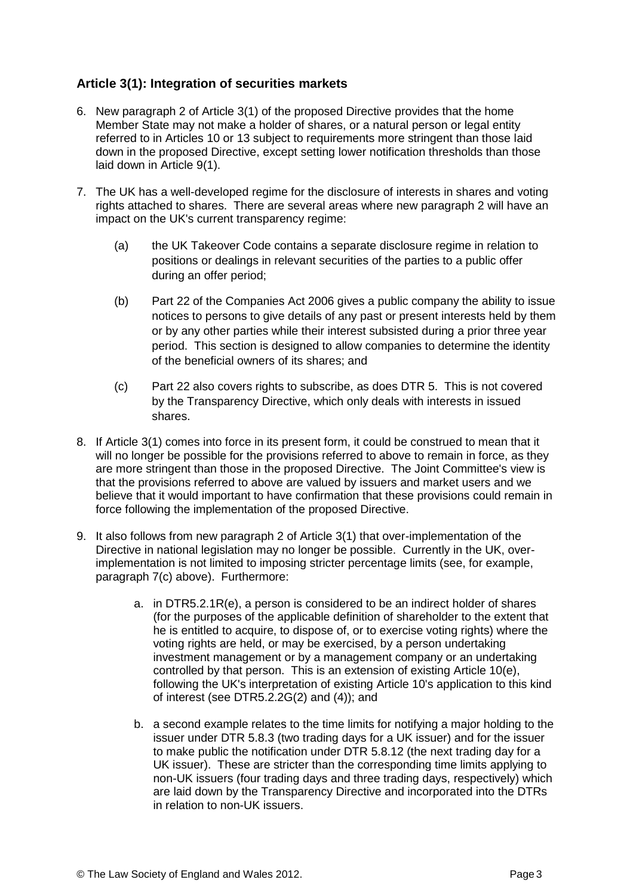## Article 3(1): Integration of securities markets

6. New paragraph 2 of Article 3(1) of the proposed Directive provides that the home Member State may not make a holder of shares, or a natural person or legal entity referred to in Articles 10 or 13 subject to requirements more stringent than those laid down in the proposed Directive, except setting lower notification thresholds than those laid down in Article 9(1).

7. The UK has a well-developed regime for the disclosure of interests in shares and voting rights attached to shares. There are several areas where new paragraph 2 will have an impact on the UK's current transparency regime:

   (a) the UK Takeover Code contains a separate disclosure regime in relation to positions or dealings in relevant securities of the parties to a public offer during an offer period;

   (b) Part 22 of the Companies Act 2006 gives a public company the ability to issue notices to persons to give details of any past or present interests held by them or by any other parties while their interest subsisted during a prior three year period. This section is designed to allow companies to determine the identity of the beneficial owners of its shares; and

   (c) Part 22 also covers rights to subscribe, as does DTR 5. This is not covered by the Transparency Directive, which only deals with interests in issued shares.

8. If Article 3(1) comes into force in its present form, it could be construed to mean that it will no longer be possible for the provisions referred to above to remain in force, as they are more stringent than those in the proposed Directive. The Joint Committee's view is that the provisions referred to above are valued by issuers and market users and we believe that it would important to have confirmation that these provisions could remain in force following the implementation of the proposed Directive.

9. It also follows from new paragraph 2 of Article 3(1) that over-implementation of the Directive in national legislation may no longer be possible. Currently in the UK, over-implementation is not limited to imposing stricter percentage limits (see, for example, paragraph 7(c) above). Furthermore:

   a. in DTR5.2.1R(e), a person is considered to be an indirect holder of shares (for the purposes of the applicable definition of shareholder to the extent that he is entitled to acquire, to dispose of, or to exercise voting rights) where the voting rights are held, or may be exercised, by a person undertaking investment management or by a management company or an undertaking controlled by that person. This is an extension of existing Article 10(e), following the UK's interpretation of existing Article 10's application to this kind of interest (see DTR5.2.2G(2) and (4)); and

   b. a second example relates to the time limits for notifying a major holding to the issuer under DTR 5.8.3 (two trading days for a UK issuer) and for the issuer to make public the notification under DTR 5.8.12 (the next trading day for a UK issuer). These are stricter than the corresponding time limits applying to non-UK issuers (four trading days and three trading days, respectively) which are laid down by the Transparency Directive and incorporated into the DTRs in relation to non-UK issuers.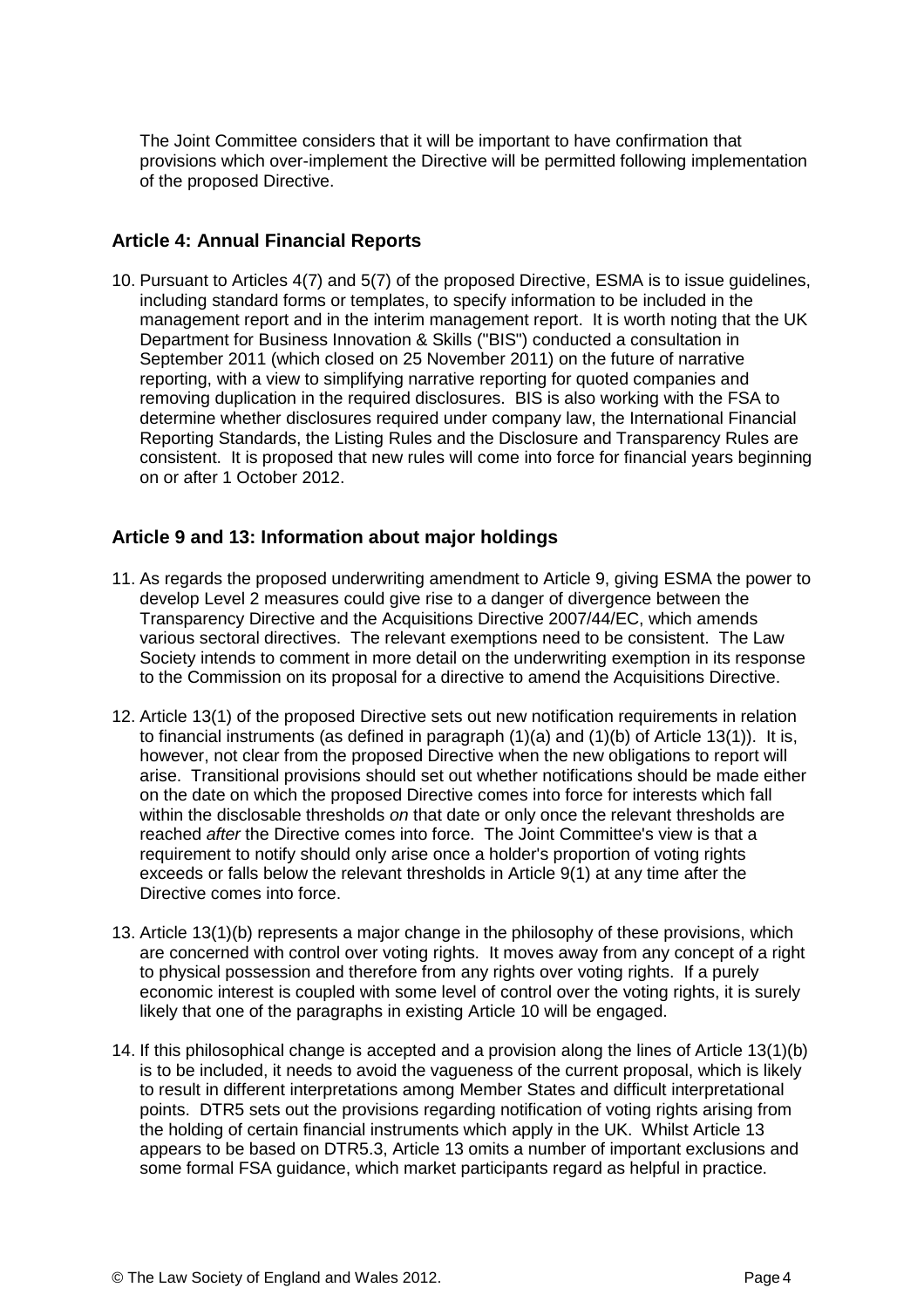The Joint Committee considers that it will be important to have confirmation that provisions which over-implement the Directive will be permitted following implementation of the proposed Directive.

## Article 4: Annual Financial Reports

10. Pursuant to Articles 4(7) and 5(7) of the proposed Directive, ESMA is to issue guidelines, including standard forms or templates, to specify information to be included in the management report and in the interim management report. It is worth noting that the UK Department for Business Innovation & Skills ("BIS") conducted a consultation in September 2011 (which closed on 25 November 2011) on the future of narrative reporting, with a view to simplifying narrative reporting for quoted companies and removing duplication in the required disclosures. BIS is also working with the FSA to determine whether disclosures required under company law, the International Financial Reporting Standards, the Listing Rules and the Disclosure and Transparency Rules are consistent. It is proposed that new rules will come into force for financial years beginning on or after 1 October 2012.

## Article 9 and 13: Information about major holdings

11. As regards the proposed underwriting amendment to Article 9, giving ESMA the power to develop Level 2 measures could give rise to a danger of divergence between the Transparency Directive and the Acquisitions Directive 2007/44/EC, which amends various sectoral directives. The relevant exemptions need to be consistent. The Law Society intends to comment in more detail on the underwriting exemption in its response to the Commission on its proposal for a directive to amend the Acquisitions Directive.

12. Article 13(1) of the proposed Directive sets out new notification requirements in relation to financial instruments (as defined in paragraph (1)(a) and (1)(b) of Article 13(1)). It is, however, not clear from the proposed Directive when the new obligations to report will arise. Transitional provisions should set out whether notifications should be made either on the date on which the proposed Directive comes into force for interests which fall within the disclosable thresholds *on* that date or only once the relevant thresholds are reached *after* the Directive comes into force. The Joint Committee's view is that a requirement to notify should only arise once a holder's proportion of voting rights exceeds or falls below the relevant thresholds in Article 9(1) at any time after the Directive comes into force.

13. Article 13(1)(b) represents a major change in the philosophy of these provisions, which are concerned with control over voting rights. It moves away from any concept of a right to physical possession and therefore from any rights over voting rights. If a purely economic interest is coupled with some level of control over the voting rights, it is surely likely that one of the paragraphs in existing Article 10 will be engaged.

14. If this philosophical change is accepted and a provision along the lines of Article 13(1)(b) is to be included, it needs to avoid the vagueness of the current proposal, which is likely to result in different interpretations among Member States and difficult interpretational points. DTR5 sets out the provisions regarding notification of voting rights arising from the holding of certain financial instruments which apply in the UK. Whilst Article 13 appears to be based on DTR5.3, Article 13 omits a number of important exclusions and some formal FSA guidance, which market participants regard as helpful in practice.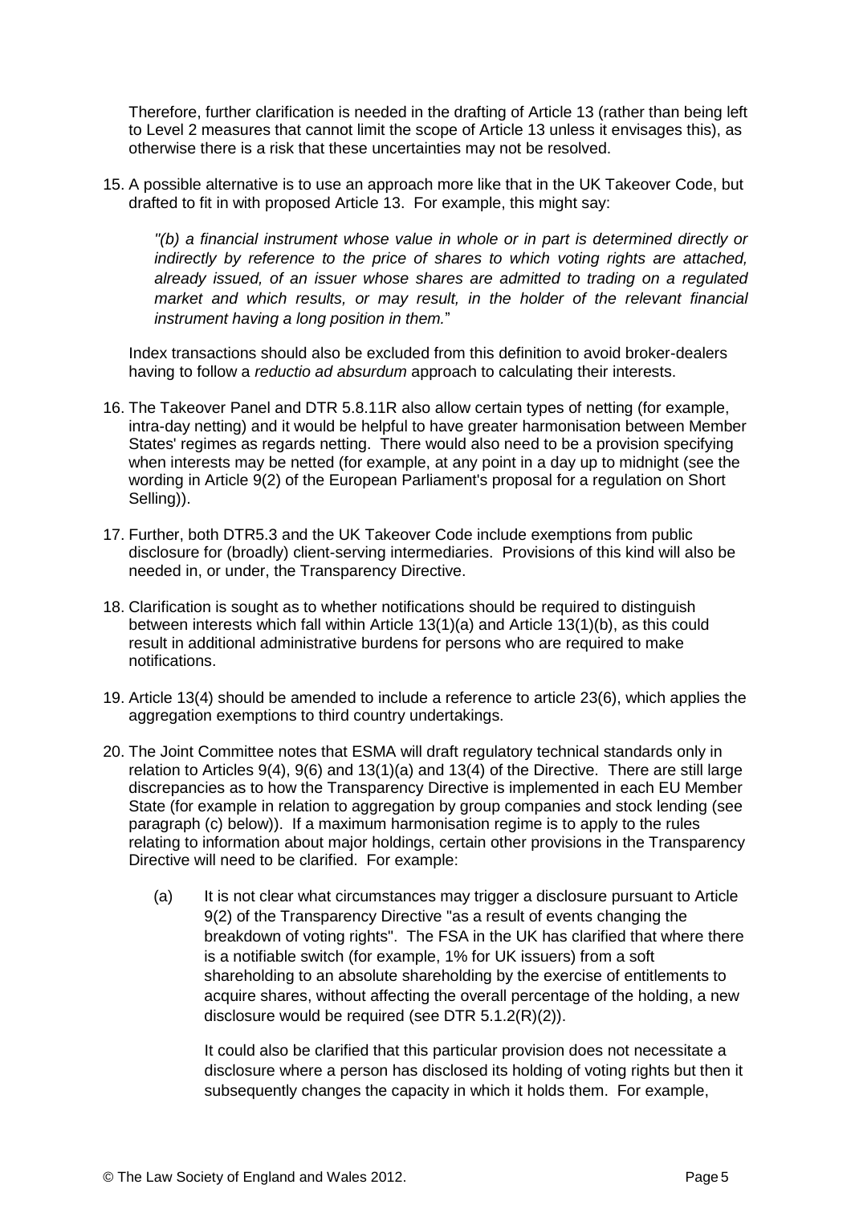Therefore, further clarification is needed in the drafting of Article 13 (rather than being left to Level 2 measures that cannot limit the scope of Article 13 unless it envisages this), as otherwise there is a risk that these uncertainties may not be resolved.

15. A possible alternative is to use an approach more like that in the UK Takeover Code, but drafted to fit in with proposed Article 13. For example, this might say:

    *"(b) a financial instrument whose value in whole or in part is determined directly or indirectly by reference to the price of shares to which voting rights are attached, already issued, of an issuer whose shares are admitted to trading on a regulated market and which results, or may result, in the holder of the relevant financial instrument having a long position in them.*"

    Index transactions should also be excluded from this definition to avoid broker-dealers having to follow a *reductio ad absurdum* approach to calculating their interests.

16. The Takeover Panel and DTR 5.8.11R also allow certain types of netting (for example, intra-day netting) and it would be helpful to have greater harmonisation between Member States' regimes as regards netting. There would also need to be a provision specifying when interests may be netted (for example, at any point in a day up to midnight (see the wording in Article 9(2) of the European Parliament's proposal for a regulation on Short Selling)).

17. Further, both DTR5.3 and the UK Takeover Code include exemptions from public disclosure for (broadly) client-serving intermediaries. Provisions of this kind will also be needed in, or under, the Transparency Directive.

18. Clarification is sought as to whether notifications should be required to distinguish between interests which fall within Article 13(1)(a) and Article 13(1)(b), as this could result in additional administrative burdens for persons who are required to make notifications.

19. Article 13(4) should be amended to include a reference to article 23(6), which applies the aggregation exemptions to third country undertakings.

20. The Joint Committee notes that ESMA will draft regulatory technical standards only in relation to Articles 9(4), 9(6) and 13(1)(a) and 13(4) of the Directive. There are still large discrepancies as to how the Transparency Directive is implemented in each EU Member State (for example in relation to aggregation by group companies and stock lending (see paragraph (c) below)). If a maximum harmonisation regime is to apply to the rules relating to information about major holdings, certain other provisions in the Transparency Directive will need to be clarified. For example:

    (a) It is not clear what circumstances may trigger a disclosure pursuant to Article 9(2) of the Transparency Directive "as a result of events changing the breakdown of voting rights". The FSA in the UK has clarified that where there is a notifiable switch (for example, 1% for UK issuers) from a soft shareholding to an absolute shareholding by the exercise of entitlements to acquire shares, without affecting the overall percentage of the holding, a new disclosure would be required (see DTR 5.1.2(R)(2)).

        It could also be clarified that this particular provision does not necessitate a disclosure where a person has disclosed its holding of voting rights but then it subsequently changes the capacity in which it holds them. For example,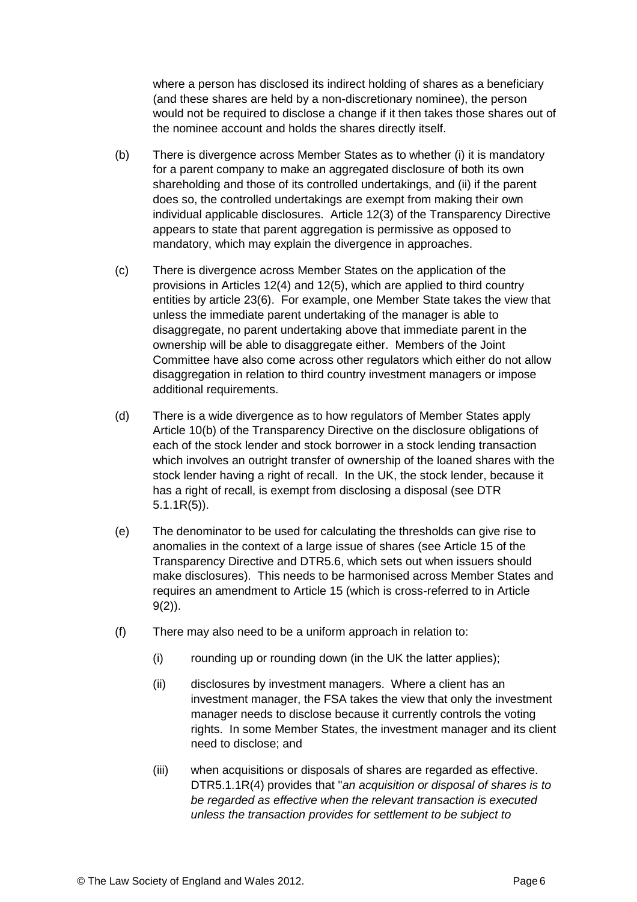where a person has disclosed its indirect holding of shares as a beneficiary (and these shares are held by a non-discretionary nominee), the person would not be required to disclose a change if it then takes those shares out of the nominee account and holds the shares directly itself.

(b) There is divergence across Member States as to whether (i) it is mandatory for a parent company to make an aggregated disclosure of both its own shareholding and those of its controlled undertakings, and (ii) if the parent does so, the controlled undertakings are exempt from making their own individual applicable disclosures. Article 12(3) of the Transparency Directive appears to state that parent aggregation is permissive as opposed to mandatory, which may explain the divergence in approaches.

(c) There is divergence across Member States on the application of the provisions in Articles 12(4) and 12(5), which are applied to third country entities by article 23(6). For example, one Member State takes the view that unless the immediate parent undertaking of the manager is able to disaggregate, no parent undertaking above that immediate parent in the ownership will be able to disaggregate either. Members of the Joint Committee have also come across other regulators which either do not allow disaggregation in relation to third country investment managers or impose additional requirements.

(d) There is a wide divergence as to how regulators of Member States apply Article 10(b) of the Transparency Directive on the disclosure obligations of each of the stock lender and stock borrower in a stock lending transaction which involves an outright transfer of ownership of the loaned shares with the stock lender having a right of recall. In the UK, the stock lender, because it has a right of recall, is exempt from disclosing a disposal (see DTR 5.1.1R(5)).

(e) The denominator to be used for calculating the thresholds can give rise to anomalies in the context of a large issue of shares (see Article 15 of the Transparency Directive and DTR5.6, which sets out when issuers should make disclosures). This needs to be harmonised across Member States and requires an amendment to Article 15 (which is cross-referred to in Article 9(2)).

(f) There may also need to be a uniform approach in relation to:

   (i) rounding up or rounding down (in the UK the latter applies);

   (ii) disclosures by investment managers. Where a client has an investment manager, the FSA takes the view that only the investment manager needs to disclose because it currently controls the voting rights. In some Member States, the investment manager and its client need to disclose; and

   (iii) when acquisitions or disposals of shares are regarded as effective. DTR5.1.1R(4) provides that "*an acquisition or disposal of shares is to be regarded as effective when the relevant transaction is executed unless the transaction provides for settlement to be subject to*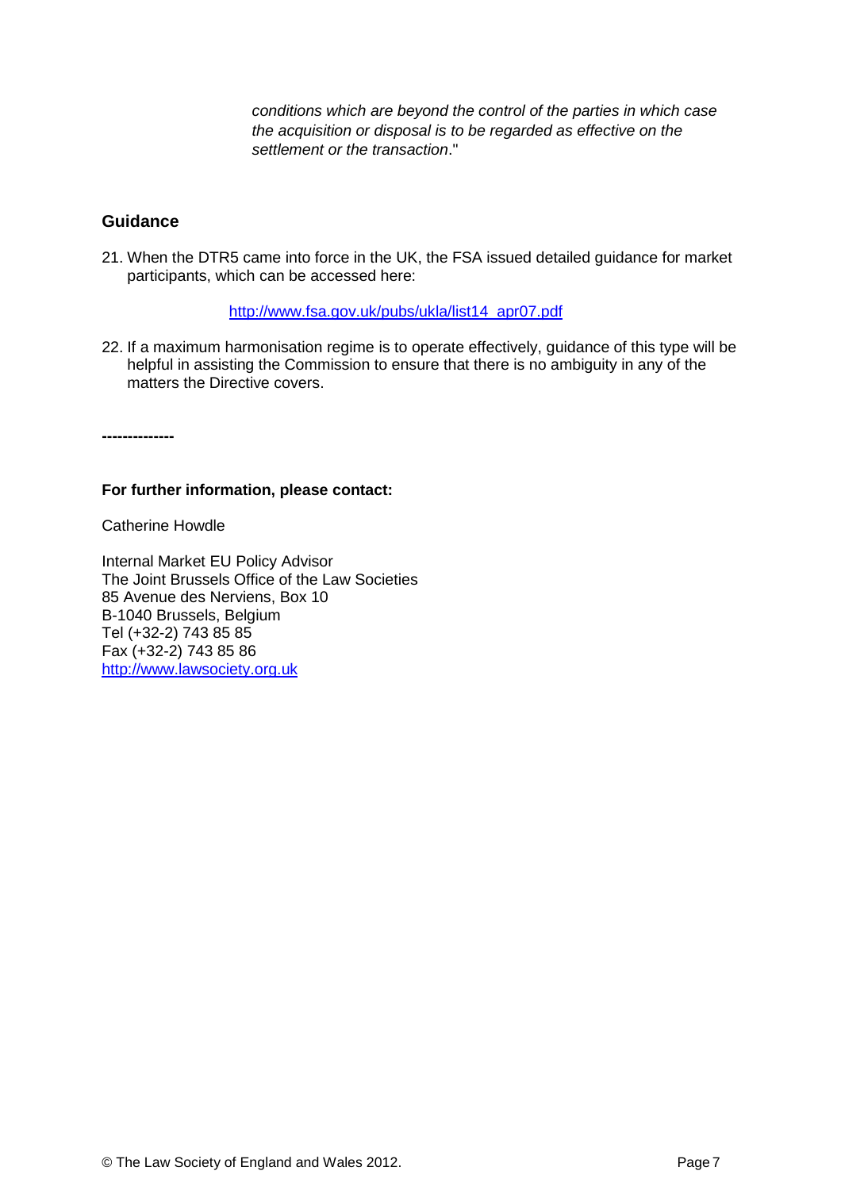> *conditions which are beyond the control of the parties in which case the acquisition or disposal is to be regarded as effective on the settlement or the transaction*."

## Guidance

21. When the DTR5 came into force in the UK, the FSA issued detailed guidance for market participants, which can be accessed here:

    http://www.fsa.gov.uk/pubs/ukla/list14_apr07.pdf

22. If a maximum harmonisation regime is to operate effectively, guidance of this type will be helpful in assisting the Commission to ensure that there is no ambiguity in any of the matters the Directive covers.

--------------

**For further information, please contact:**

Catherine Howdle

Internal Market EU Policy Advisor
The Joint Brussels Office of the Law Societies
85 Avenue des Nerviens, Box 10
B-1040 Brussels, Belgium
Tel (+32-2) 743 85 85
Fax (+32-2) 743 85 86
http://www.lawsociety.org.uk

© The Law Society of England and Wales 2012.